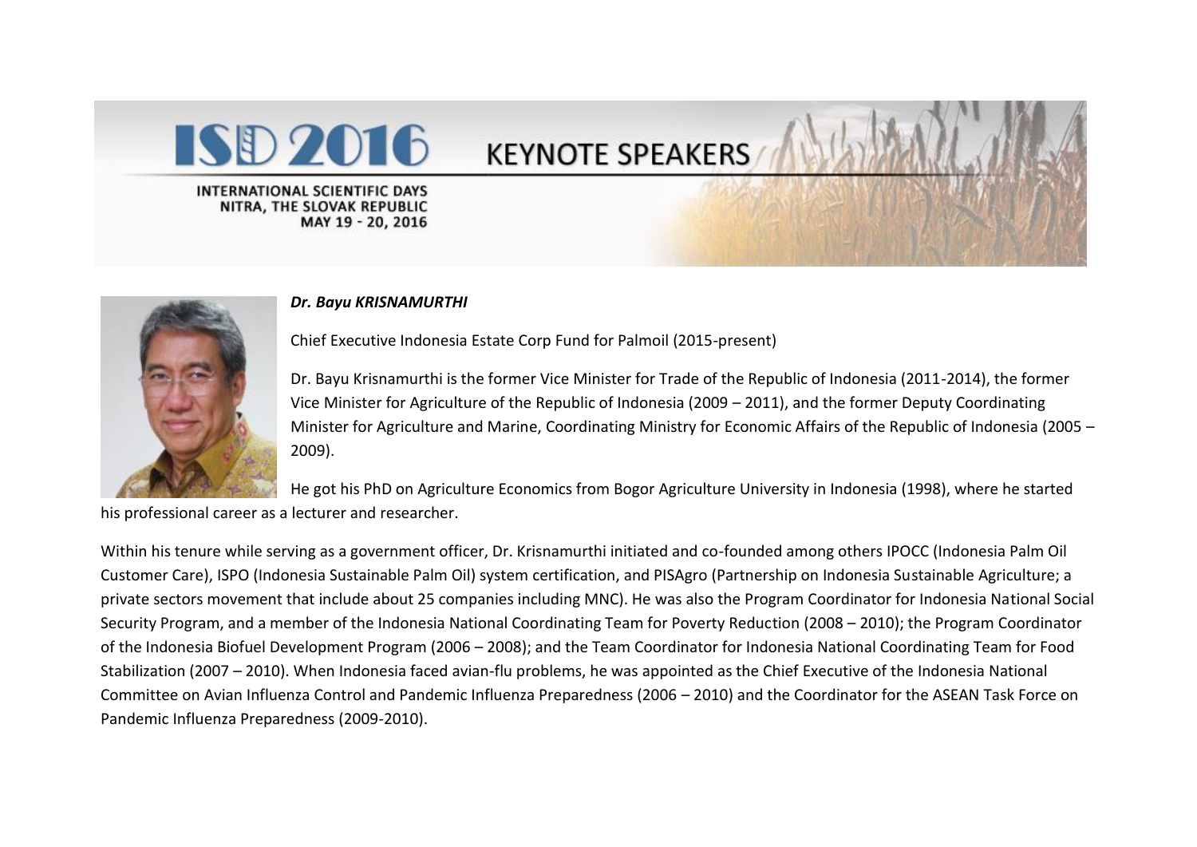# ISD 2016 KEYNOTE SPEAKERS

INTERNATIONAL SCIENTIFIC DAYS
NITRA, THE SLOVAK REPUBLIC
MAY 19 - 20, 2016

***Dr. Bayu KRISNAMURTHI***

Chief Executive Indonesia Estate Corp Fund for Palmoil (2015-present)

Dr. Bayu Krisnamurthi is the former Vice Minister for Trade of the Republic of Indonesia (2011-2014), the former Vice Minister for Agriculture of the Republic of Indonesia (2009 – 2011), and the former Deputy Coordinating Minister for Agriculture and Marine, Coordinating Ministry for Economic Affairs of the Republic of Indonesia (2005 – 2009).

He got his PhD on Agriculture Economics from Bogor Agriculture University in Indonesia (1998), where he started his professional career as a lecturer and researcher.

Within his tenure while serving as a government officer, Dr. Krisnamurthi initiated and co-founded among others IPOCC (Indonesia Palm Oil Customer Care), ISPO (Indonesia Sustainable Palm Oil) system certification, and PISAgro (Partnership on Indonesia Sustainable Agriculture; a private sectors movement that include about 25 companies including MNC). He was also the Program Coordinator for Indonesia National Social Security Program, and a member of the Indonesia National Coordinating Team for Poverty Reduction (2008 – 2010); the Program Coordinator of the Indonesia Biofuel Development Program (2006 – 2008); and the Team Coordinator for Indonesia National Coordinating Team for Food Stabilization (2007 – 2010). When Indonesia faced avian-flu problems, he was appointed as the Chief Executive of the Indonesia National Committee on Avian Influenza Control and Pandemic Influenza Preparedness (2006 – 2010) and the Coordinator for the ASEAN Task Force on Pandemic Influenza Preparedness (2009-2010).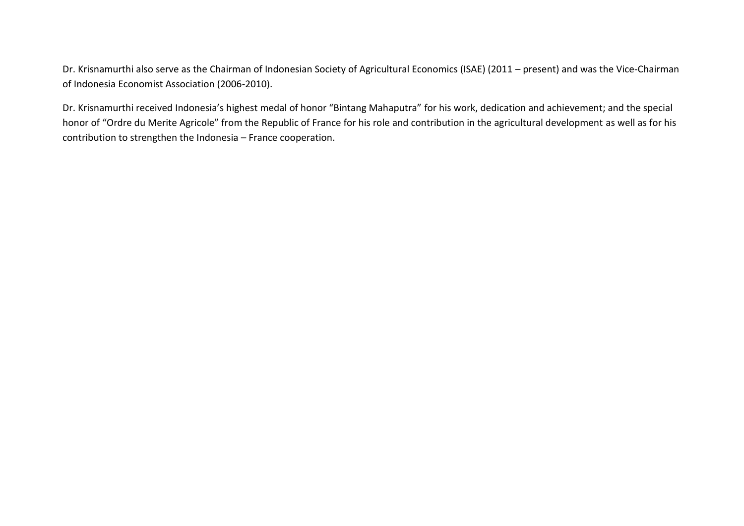Dr. Krisnamurthi also serve as the Chairman of Indonesian Society of Agricultural Economics (ISAE) (2011 – present) and was the Vice-Chairman of Indonesia Economist Association (2006-2010).

Dr. Krisnamurthi received Indonesia's highest medal of honor "Bintang Mahaputra" for his work, dedication and achievement; and the special honor of "Ordre du Merite Agricole" from the Republic of France for his role and contribution in the agricultural development as well as for his contribution to strengthen the Indonesia – France cooperation.